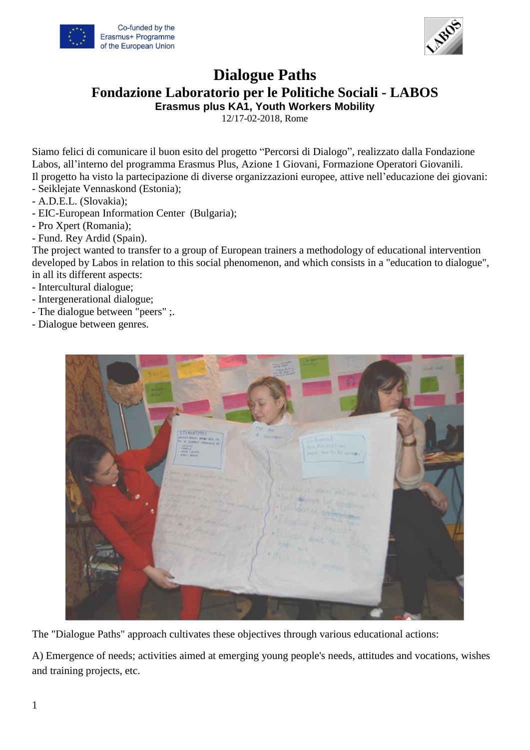Co-funded by the Erasmus+ Programme of the European Union

# Dialogue Paths

## Fondazione Laboratorio per le Politiche Sociali - LABOS

**Erasmus plus KA1, Youth Workers Mobility**

12/17-02-2018, Rome

Siamo felici di comunicare il buon esito del progetto “Percorsi di Dialogo”, realizzato dalla Fondazione Labos, all’interno del programma Erasmus Plus, Azione 1 Giovani, Formazione Operatori Giovanili.
Il progetto ha visto la partecipazione di diverse organizzazioni europee, attive nell’educazione dei giovani:
- Seiklejate Vennaskond (Estonia);
- A.D.E.L. (Slovakia);
- EIC-European Information Center (Bulgaria);
- Pro Xpert (Romania);
- Fund. Rey Ardid (Spain).

The project wanted to transfer to a group of European trainers a methodology of educational intervention developed by Labos in relation to this social phenomenon, and which consists in a "education to dialogue", in all its different aspects:
- Intercultural dialogue;
- Intergenerational dialogue;
- The dialogue between "peers" ;.
- Dialogue between genres.

The "Dialogue Paths" approach cultivates these objectives through various educational actions:

A) Emergence of needs; activities aimed at emerging young people's needs, attitudes and vocations, wishes and training projects, etc.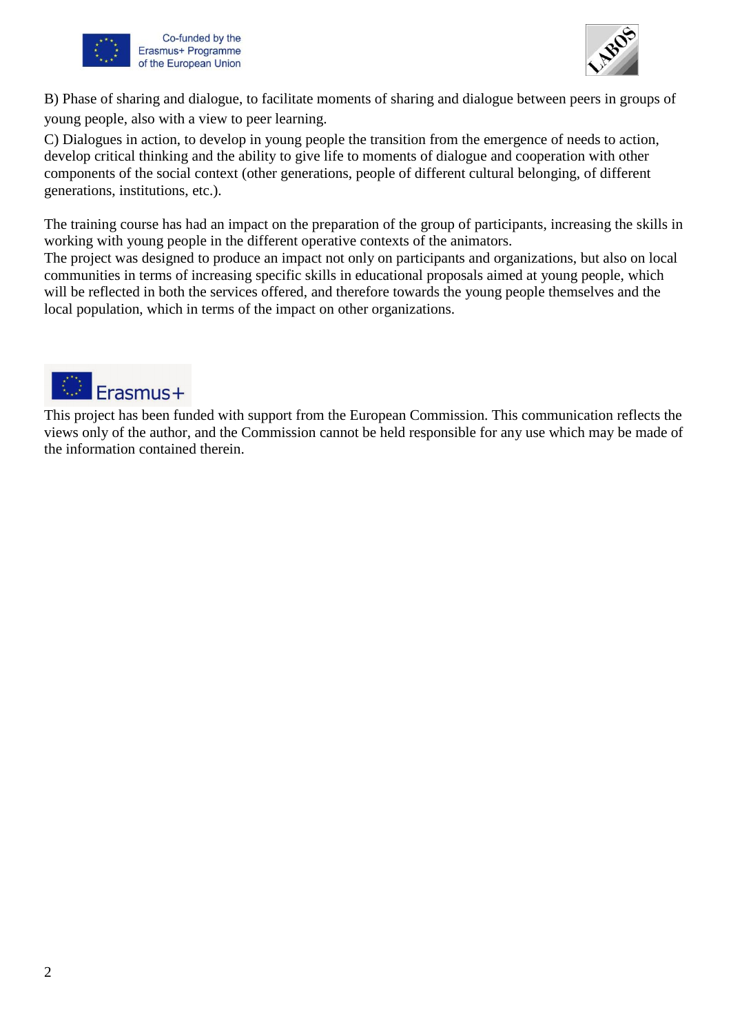B) Phase of sharing and dialogue, to facilitate moments of sharing and dialogue between peers in groups of young people, also with a view to peer learning.

C) Dialogues in action, to develop in young people the transition from the emergence of needs to action, develop critical thinking and the ability to give life to moments of dialogue and cooperation with other components of the social context (other generations, people of different cultural belonging, of different generations, institutions, etc.).

The training course has had an impact on the preparation of the group of participants, increasing the skills in working with young people in the different operative contexts of the animators.

The project was designed to produce an impact not only on participants and organizations, but also on local communities in terms of increasing specific skills in educational proposals aimed at young people, which will be reflected in both the services offered, and therefore towards the young people themselves and the local population, which in terms of the impact on other organizations.

Erasmus+

This project has been funded with support from the European Commission. This communication reflects the views only of the author, and the Commission cannot be held responsible for any use which may be made of the information contained therein.